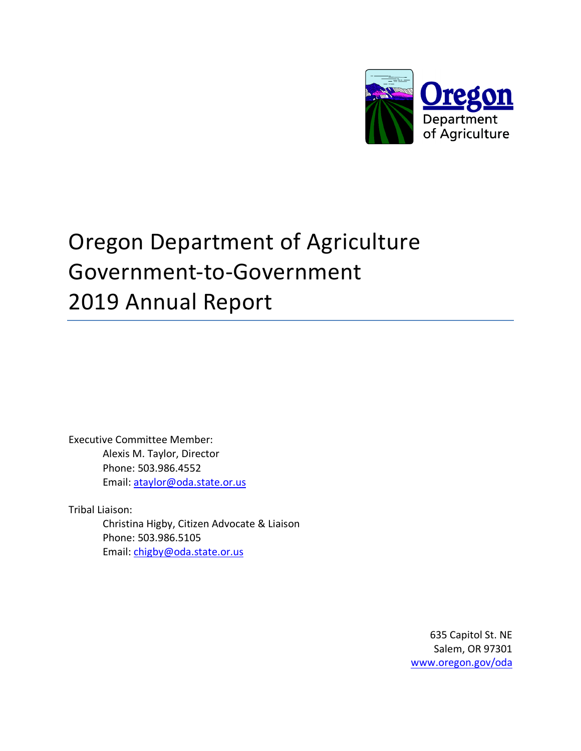Oregon Department of Agriculture

# Oregon Department of Agriculture Government-to-Government 2019 Annual Report

Executive Committee Member:

Alexis M. Taylor, Director
Phone: 503.986.4552
Email: ataylor@oda.state.or.us

Tribal Liaison:

Christina Higby, Citizen Advocate & Liaison
Phone: 503.986.5105
Email: chigby@oda.state.or.us

635 Capitol St. NE
Salem, OR 97301
www.oregon.gov/oda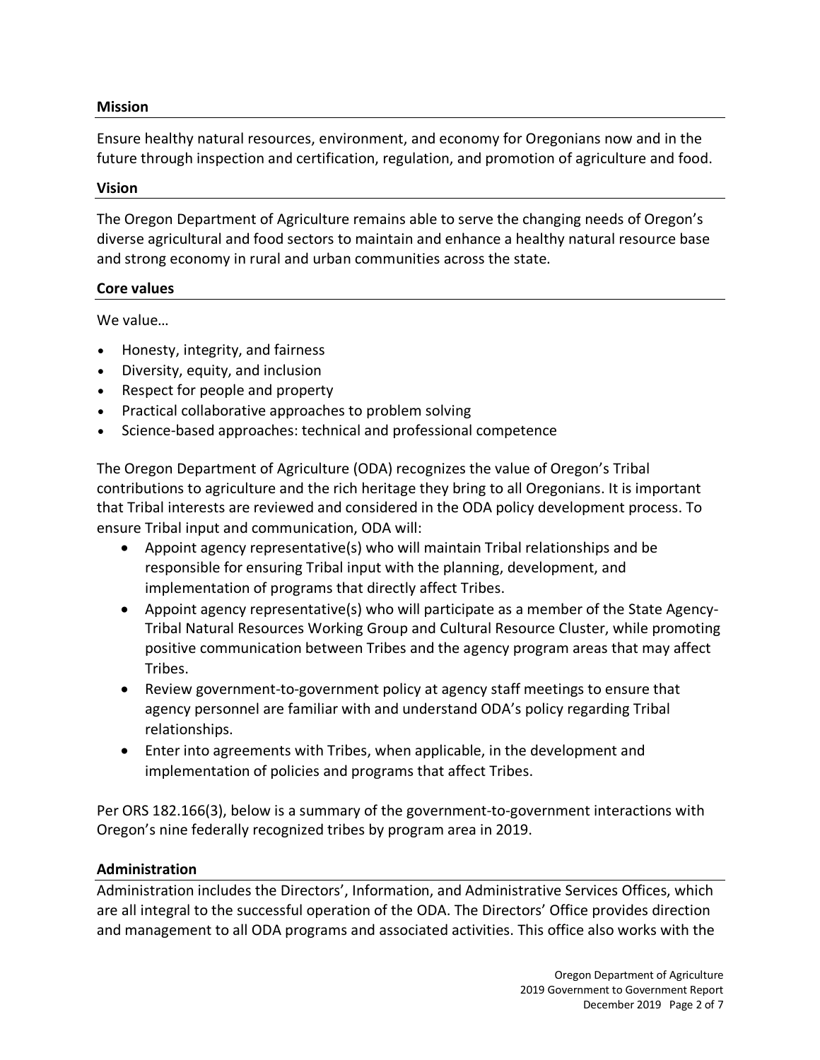## Mission

Ensure healthy natural resources, environment, and economy for Oregonians now and in the future through inspection and certification, regulation, and promotion of agriculture and food.

## Vision

The Oregon Department of Agriculture remains able to serve the changing needs of Oregon's diverse agricultural and food sectors to maintain and enhance a healthy natural resource base and strong economy in rural and urban communities across the state.

## Core values

We value…

- Honesty, integrity, and fairness
- Diversity, equity, and inclusion
- Respect for people and property
- Practical collaborative approaches to problem solving
- Science-based approaches: technical and professional competence

The Oregon Department of Agriculture (ODA) recognizes the value of Oregon's Tribal contributions to agriculture and the rich heritage they bring to all Oregonians. It is important that Tribal interests are reviewed and considered in the ODA policy development process. To ensure Tribal input and communication, ODA will:

- Appoint agency representative(s) who will maintain Tribal relationships and be responsible for ensuring Tribal input with the planning, development, and implementation of programs that directly affect Tribes.
- Appoint agency representative(s) who will participate as a member of the State Agency-Tribal Natural Resources Working Group and Cultural Resource Cluster, while promoting positive communication between Tribes and the agency program areas that may affect Tribes.
- Review government-to-government policy at agency staff meetings to ensure that agency personnel are familiar with and understand ODA's policy regarding Tribal relationships.
- Enter into agreements with Tribes, when applicable, in the development and implementation of policies and programs that affect Tribes.

Per ORS 182.166(3), below is a summary of the government-to-government interactions with Oregon's nine federally recognized tribes by program area in 2019.

## Administration

Administration includes the Directors', Information, and Administrative Services Offices, which are all integral to the successful operation of the ODA. The Directors' Office provides direction and management to all ODA programs and associated activities. This office also works with the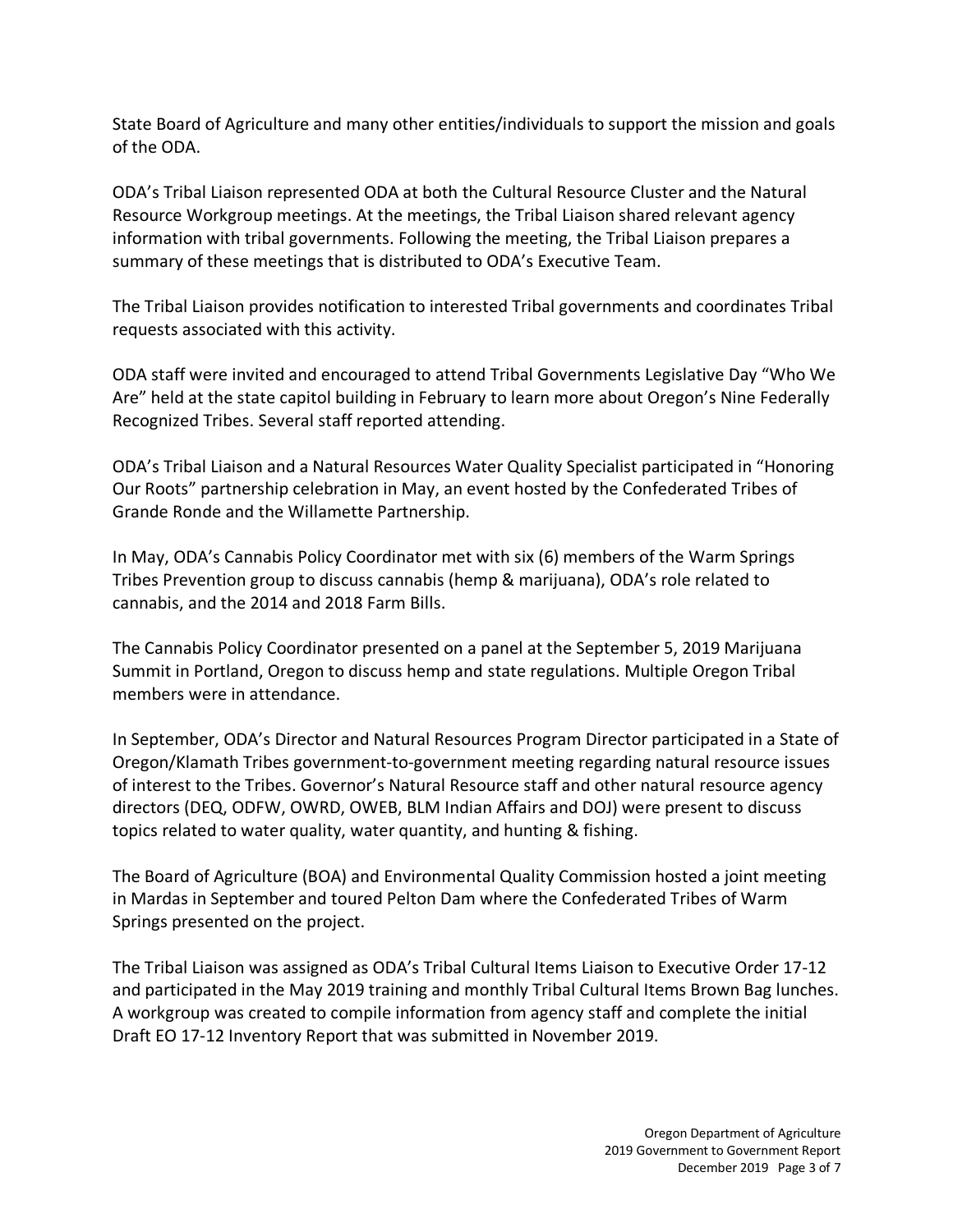State Board of Agriculture and many other entities/individuals to support the mission and goals of the ODA.

ODA's Tribal Liaison represented ODA at both the Cultural Resource Cluster and the Natural Resource Workgroup meetings. At the meetings, the Tribal Liaison shared relevant agency information with tribal governments. Following the meeting, the Tribal Liaison prepares a summary of these meetings that is distributed to ODA's Executive Team.

The Tribal Liaison provides notification to interested Tribal governments and coordinates Tribal requests associated with this activity.

ODA staff were invited and encouraged to attend Tribal Governments Legislative Day "Who We Are" held at the state capitol building in February to learn more about Oregon's Nine Federally Recognized Tribes. Several staff reported attending.

ODA's Tribal Liaison and a Natural Resources Water Quality Specialist participated in "Honoring Our Roots" partnership celebration in May, an event hosted by the Confederated Tribes of Grande Ronde and the Willamette Partnership.

In May, ODA's Cannabis Policy Coordinator met with six (6) members of the Warm Springs Tribes Prevention group to discuss cannabis (hemp & marijuana), ODA's role related to cannabis, and the 2014 and 2018 Farm Bills.

The Cannabis Policy Coordinator presented on a panel at the September 5, 2019 Marijuana Summit in Portland, Oregon to discuss hemp and state regulations. Multiple Oregon Tribal members were in attendance.

In September, ODA's Director and Natural Resources Program Director participated in a State of Oregon/Klamath Tribes government-to-government meeting regarding natural resource issues of interest to the Tribes. Governor's Natural Resource staff and other natural resource agency directors (DEQ, ODFW, OWRD, OWEB, BLM Indian Affairs and DOJ) were present to discuss topics related to water quality, water quantity, and hunting & fishing.

The Board of Agriculture (BOA) and Environmental Quality Commission hosted a joint meeting in Mardas in September and toured Pelton Dam where the Confederated Tribes of Warm Springs presented on the project.

The Tribal Liaison was assigned as ODA's Tribal Cultural Items Liaison to Executive Order 17-12 and participated in the May 2019 training and monthly Tribal Cultural Items Brown Bag lunches. A workgroup was created to compile information from agency staff and complete the initial Draft EO 17-12 Inventory Report that was submitted in November 2019.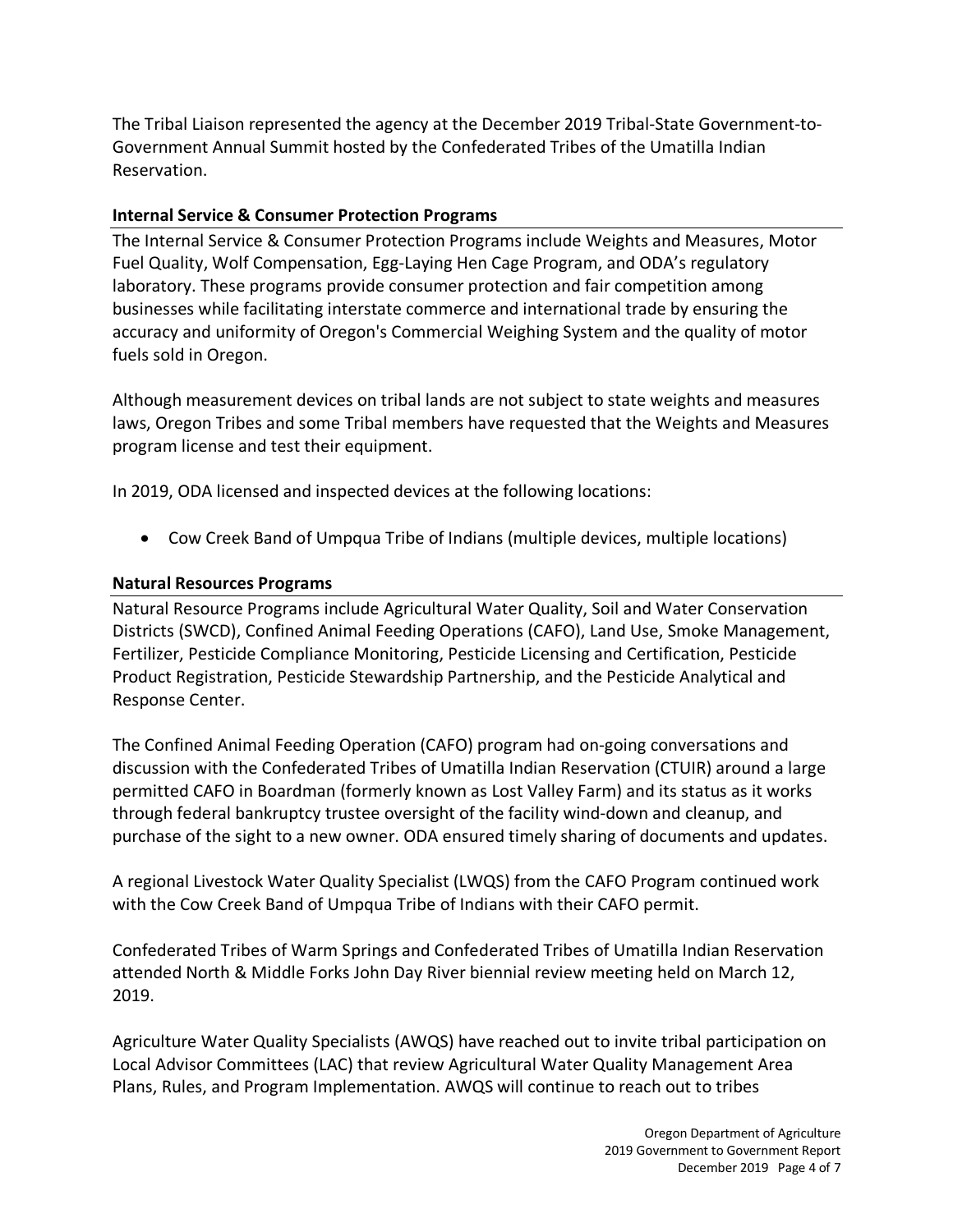The Tribal Liaison represented the agency at the December 2019 Tribal-State Government-to-Government Annual Summit hosted by the Confederated Tribes of the Umatilla Indian Reservation.

### Internal Service & Consumer Protection Programs

The Internal Service & Consumer Protection Programs include Weights and Measures, Motor Fuel Quality, Wolf Compensation, Egg-Laying Hen Cage Program, and ODA's regulatory laboratory. These programs provide consumer protection and fair competition among businesses while facilitating interstate commerce and international trade by ensuring the accuracy and uniformity of Oregon's Commercial Weighing System and the quality of motor fuels sold in Oregon.

Although measurement devices on tribal lands are not subject to state weights and measures laws, Oregon Tribes and some Tribal members have requested that the Weights and Measures program license and test their equipment.

In 2019, ODA licensed and inspected devices at the following locations:

- Cow Creek Band of Umpqua Tribe of Indians (multiple devices, multiple locations)

### Natural Resources Programs

Natural Resource Programs include Agricultural Water Quality, Soil and Water Conservation Districts (SWCD), Confined Animal Feeding Operations (CAFO), Land Use, Smoke Management, Fertilizer, Pesticide Compliance Monitoring, Pesticide Licensing and Certification, Pesticide Product Registration, Pesticide Stewardship Partnership, and the Pesticide Analytical and Response Center.

The Confined Animal Feeding Operation (CAFO) program had on-going conversations and discussion with the Confederated Tribes of Umatilla Indian Reservation (CTUIR) around a large permitted CAFO in Boardman (formerly known as Lost Valley Farm) and its status as it works through federal bankruptcy trustee oversight of the facility wind-down and cleanup, and purchase of the sight to a new owner. ODA ensured timely sharing of documents and updates.

A regional Livestock Water Quality Specialist (LWQS) from the CAFO Program continued work with the Cow Creek Band of Umpqua Tribe of Indians with their CAFO permit.

Confederated Tribes of Warm Springs and Confederated Tribes of Umatilla Indian Reservation attended North & Middle Forks John Day River biennial review meeting held on March 12, 2019.

Agriculture Water Quality Specialists (AWQS) have reached out to invite tribal participation on Local Advisor Committees (LAC) that review Agricultural Water Quality Management Area Plans, Rules, and Program Implementation. AWQS will continue to reach out to tribes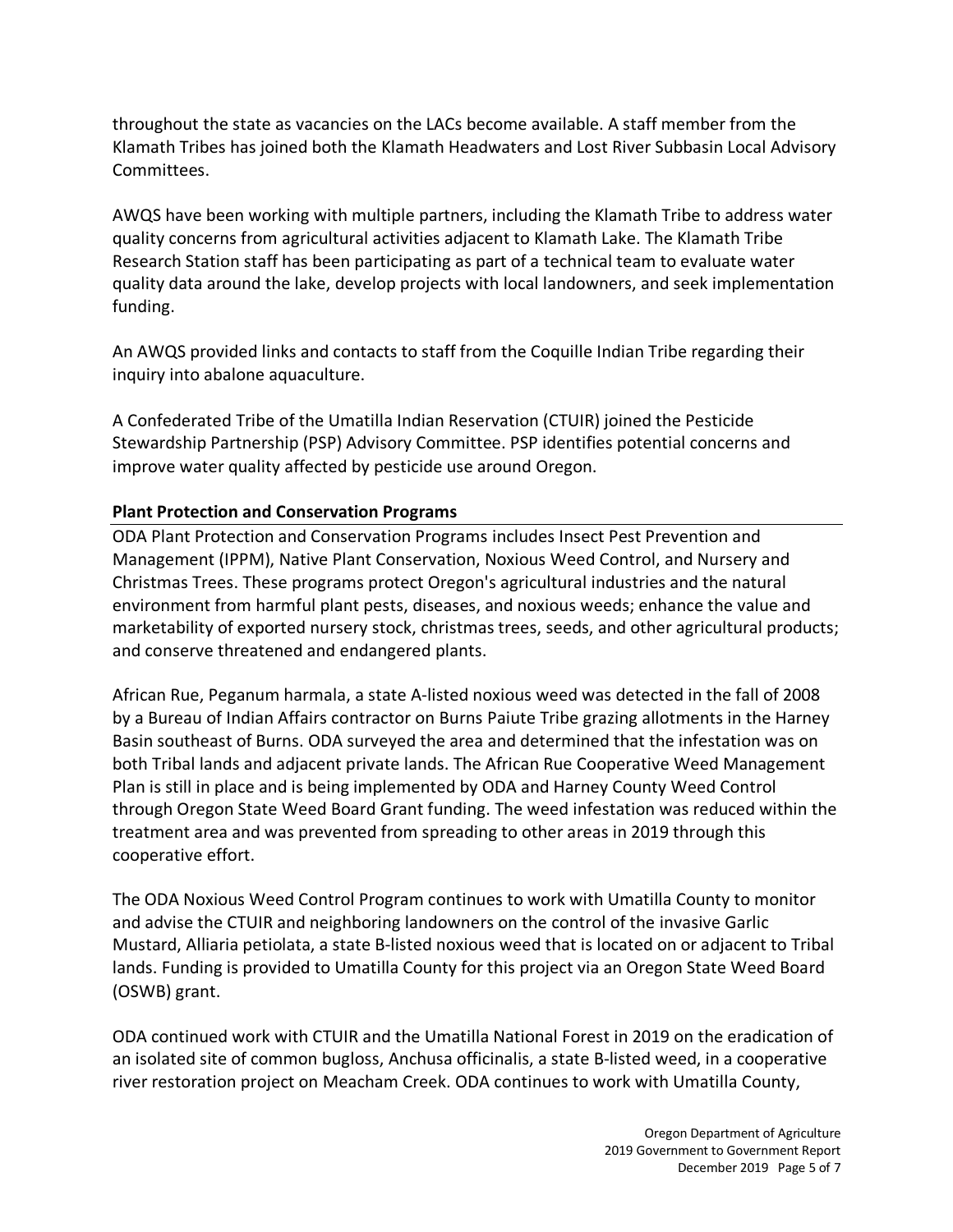throughout the state as vacancies on the LACs become available. A staff member from the Klamath Tribes has joined both the Klamath Headwaters and Lost River Subbasin Local Advisory Committees.

AWQS have been working with multiple partners, including the Klamath Tribe to address water quality concerns from agricultural activities adjacent to Klamath Lake. The Klamath Tribe Research Station staff has been participating as part of a technical team to evaluate water quality data around the lake, develop projects with local landowners, and seek implementation funding.

An AWQS provided links and contacts to staff from the Coquille Indian Tribe regarding their inquiry into abalone aquaculture.

A Confederated Tribe of the Umatilla Indian Reservation (CTUIR) joined the Pesticide Stewardship Partnership (PSP) Advisory Committee. PSP identifies potential concerns and improve water quality affected by pesticide use around Oregon.

## Plant Protection and Conservation Programs

ODA Plant Protection and Conservation Programs includes Insect Pest Prevention and Management (IPPM), Native Plant Conservation, Noxious Weed Control, and Nursery and Christmas Trees. These programs protect Oregon's agricultural industries and the natural environment from harmful plant pests, diseases, and noxious weeds; enhance the value and marketability of exported nursery stock, christmas trees, seeds, and other agricultural products; and conserve threatened and endangered plants.

African Rue, Peganum harmala, a state A-listed noxious weed was detected in the fall of 2008 by a Bureau of Indian Affairs contractor on Burns Paiute Tribe grazing allotments in the Harney Basin southeast of Burns. ODA surveyed the area and determined that the infestation was on both Tribal lands and adjacent private lands. The African Rue Cooperative Weed Management Plan is still in place and is being implemented by ODA and Harney County Weed Control through Oregon State Weed Board Grant funding. The weed infestation was reduced within the treatment area and was prevented from spreading to other areas in 2019 through this cooperative effort.

The ODA Noxious Weed Control Program continues to work with Umatilla County to monitor and advise the CTUIR and neighboring landowners on the control of the invasive Garlic Mustard, Alliaria petiolata, a state B-listed noxious weed that is located on or adjacent to Tribal lands. Funding is provided to Umatilla County for this project via an Oregon State Weed Board (OSWB) grant.

ODA continued work with CTUIR and the Umatilla National Forest in 2019 on the eradication of an isolated site of common bugloss, Anchusa officinalis, a state B-listed weed, in a cooperative river restoration project on Meacham Creek. ODA continues to work with Umatilla County,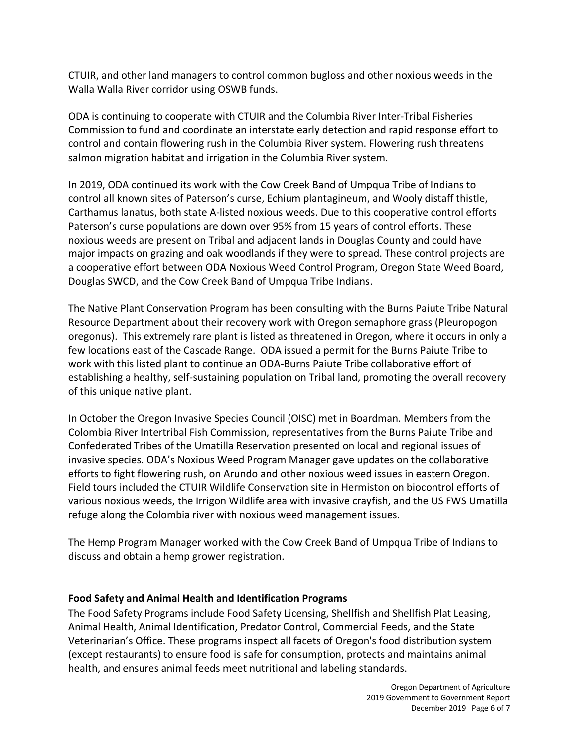CTUIR, and other land managers to control common bugloss and other noxious weeds in the Walla Walla River corridor using OSWB funds.

ODA is continuing to cooperate with CTUIR and the Columbia River Inter-Tribal Fisheries Commission to fund and coordinate an interstate early detection and rapid response effort to control and contain flowering rush in the Columbia River system. Flowering rush threatens salmon migration habitat and irrigation in the Columbia River system.

In 2019, ODA continued its work with the Cow Creek Band of Umpqua Tribe of Indians to control all known sites of Paterson's curse, Echium plantagineum, and Wooly distaff thistle, Carthamus lanatus, both state A-listed noxious weeds. Due to this cooperative control efforts Paterson's curse populations are down over 95% from 15 years of control efforts. These noxious weeds are present on Tribal and adjacent lands in Douglas County and could have major impacts on grazing and oak woodlands if they were to spread. These control projects are a cooperative effort between ODA Noxious Weed Control Program, Oregon State Weed Board, Douglas SWCD, and the Cow Creek Band of Umpqua Tribe Indians.

The Native Plant Conservation Program has been consulting with the Burns Paiute Tribe Natural Resource Department about their recovery work with Oregon semaphore grass (Pleuropogon oregonus). This extremely rare plant is listed as threatened in Oregon, where it occurs in only a few locations east of the Cascade Range. ODA issued a permit for the Burns Paiute Tribe to work with this listed plant to continue an ODA-Burns Paiute Tribe collaborative effort of establishing a healthy, self-sustaining population on Tribal land, promoting the overall recovery of this unique native plant.

In October the Oregon Invasive Species Council (OISC) met in Boardman. Members from the Colombia River Intertribal Fish Commission, representatives from the Burns Paiute Tribe and Confederated Tribes of the Umatilla Reservation presented on local and regional issues of invasive species. ODA's Noxious Weed Program Manager gave updates on the collaborative efforts to fight flowering rush, on Arundo and other noxious weed issues in eastern Oregon. Field tours included the CTUIR Wildlife Conservation site in Hermiston on biocontrol efforts of various noxious weeds, the Irrigon Wildlife area with invasive crayfish, and the US FWS Umatilla refuge along the Colombia river with noxious weed management issues.

The Hemp Program Manager worked with the Cow Creek Band of Umpqua Tribe of Indians to discuss and obtain a hemp grower registration.

## Food Safety and Animal Health and Identification Programs

The Food Safety Programs include Food Safety Licensing, Shellfish and Shellfish Plat Leasing, Animal Health, Animal Identification, Predator Control, Commercial Feeds, and the State Veterinarian's Office. These programs inspect all facets of Oregon's food distribution system (except restaurants) to ensure food is safe for consumption, protects and maintains animal health, and ensures animal feeds meet nutritional and labeling standards.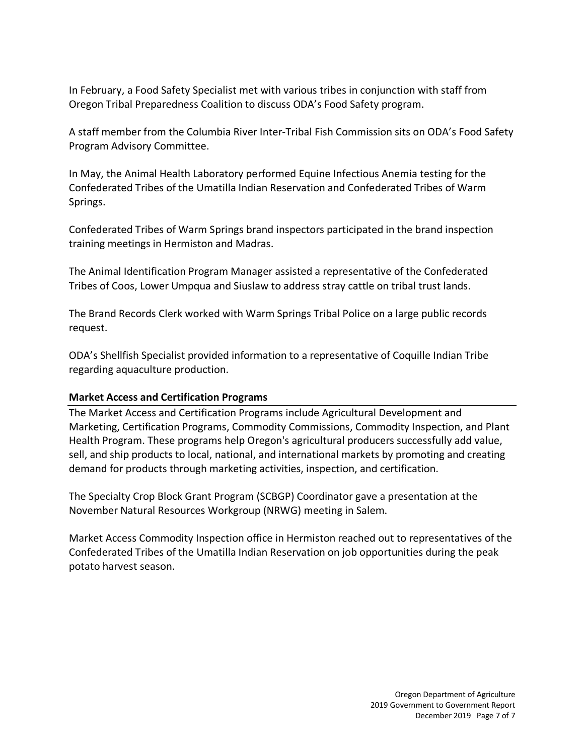In February, a Food Safety Specialist met with various tribes in conjunction with staff from Oregon Tribal Preparedness Coalition to discuss ODA's Food Safety program.

A staff member from the Columbia River Inter-Tribal Fish Commission sits on ODA's Food Safety Program Advisory Committee.

In May, the Animal Health Laboratory performed Equine Infectious Anemia testing for the Confederated Tribes of the Umatilla Indian Reservation and Confederated Tribes of Warm Springs.

Confederated Tribes of Warm Springs brand inspectors participated in the brand inspection training meetings in Hermiston and Madras.

The Animal Identification Program Manager assisted a representative of the Confederated Tribes of Coos, Lower Umpqua and Siuslaw to address stray cattle on tribal trust lands.

The Brand Records Clerk worked with Warm Springs Tribal Police on a large public records request.

ODA's Shellfish Specialist provided information to a representative of Coquille Indian Tribe regarding aquaculture production.

## Market Access and Certification Programs

The Market Access and Certification Programs include Agricultural Development and Marketing, Certification Programs, Commodity Commissions, Commodity Inspection, and Plant Health Program. These programs help Oregon's agricultural producers successfully add value, sell, and ship products to local, national, and international markets by promoting and creating demand for products through marketing activities, inspection, and certification.

The Specialty Crop Block Grant Program (SCBGP) Coordinator gave a presentation at the November Natural Resources Workgroup (NRWG) meeting in Salem.

Market Access Commodity Inspection office in Hermiston reached out to representatives of the Confederated Tribes of the Umatilla Indian Reservation on job opportunities during the peak potato harvest season.